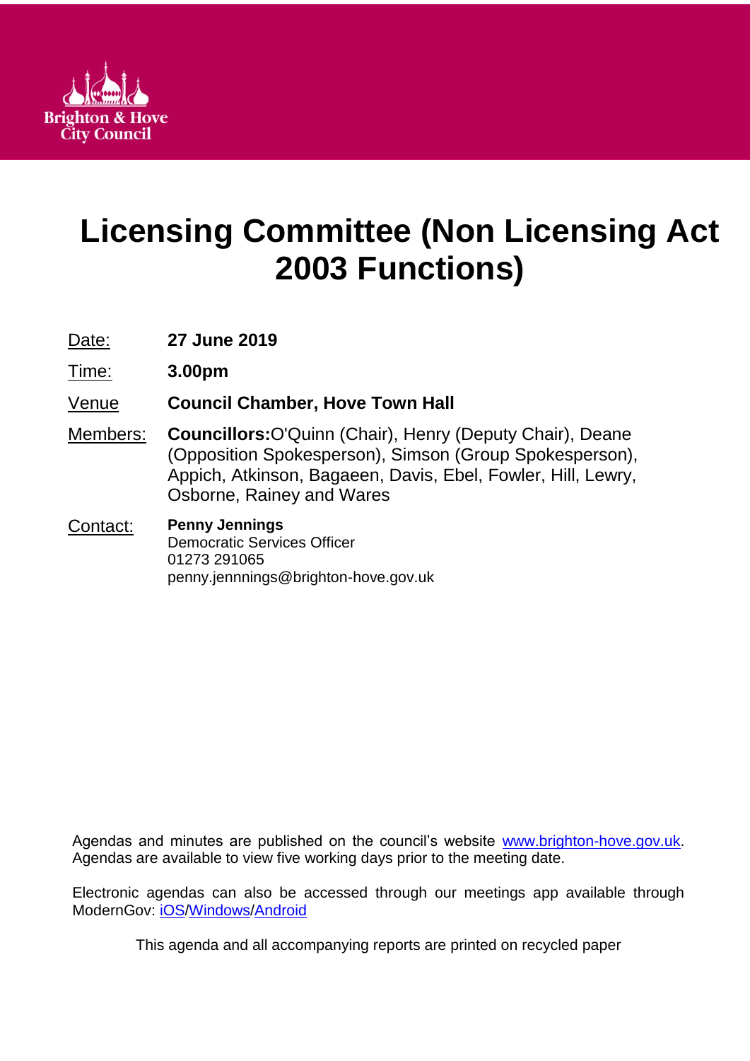Brighton & Hove City Council

# Licensing Committee (Non Licensing Act 2003 Functions)

Date: **27 June 2019**

Time: **3.00pm**

Venue **Council Chamber, Hove Town Hall**

Members: **Councillors:**O'Quinn (Chair), Henry (Deputy Chair), Deane (Opposition Spokesperson), Simson (Group Spokesperson), Appich, Atkinson, Bagaeen, Davis, Ebel, Fowler, Hill, Lewry, Osborne, Rainey and Wares

Contact: **Penny Jennings**
Democratic Services Officer
01273 291065
penny.jennnings@brighton-hove.gov.uk

Agendas and minutes are published on the council's website www.brighton-hove.gov.uk. Agendas are available to view five working days prior to the meeting date.

Electronic agendas can also be accessed through our meetings app available through ModernGov: iOS/Windows/Android

This agenda and all accompanying reports are printed on recycled paper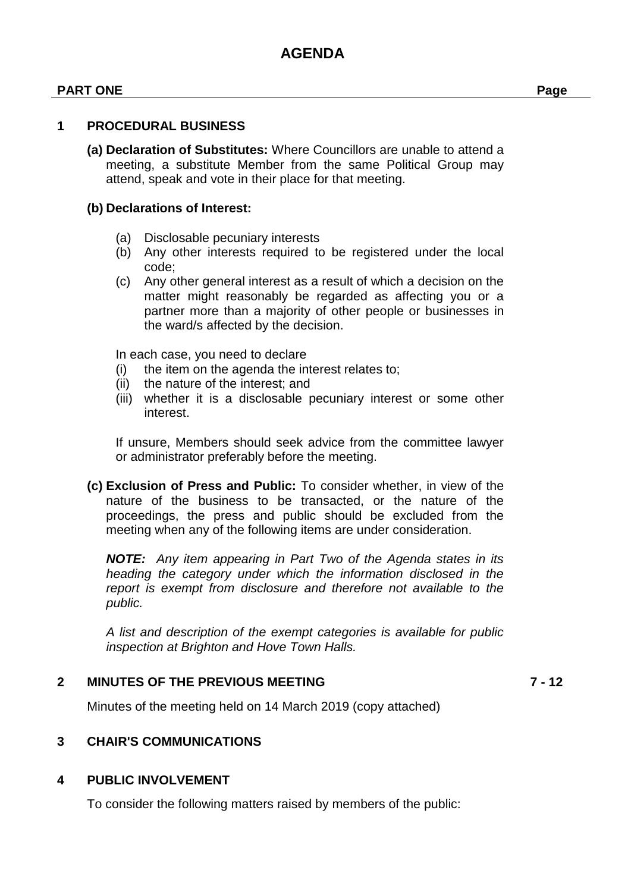# AGENDA

**PART ONE** **Page**

## 1 PROCEDURAL BUSINESS

**(a) Declaration of Substitutes:** Where Councillors are unable to attend a meeting, a substitute Member from the same Political Group may attend, speak and vote in their place for that meeting.

**(b) Declarations of Interest:**

(a) Disclosable pecuniary interests
(b) Any other interests required to be registered under the local code;
(c) Any other general interest as a result of which a decision on the matter might reasonably be regarded as affecting you or a partner more than a majority of other people or businesses in the ward/s affected by the decision.

In each case, you need to declare
(i) the item on the agenda the interest relates to;
(ii) the nature of the interest; and
(iii) whether it is a disclosable pecuniary interest or some other interest.

If unsure, Members should seek advice from the committee lawyer or administrator preferably before the meeting.

**(c) Exclusion of Press and Public:** To consider whether, in view of the nature of the business to be transacted, or the nature of the proceedings, the press and public should be excluded from the meeting when any of the following items are under consideration.

***NOTE:*** *Any item appearing in Part Two of the Agenda states in its heading the category under which the information disclosed in the report is exempt from disclosure and therefore not available to the public.*

*A list and description of the exempt categories is available for public inspection at Brighton and Hove Town Halls.*

## 2 MINUTES OF THE PREVIOUS MEETING — 7 - 12

Minutes of the meeting held on 14 March 2019 (copy attached)

## 3 CHAIR'S COMMUNICATIONS

## 4 PUBLIC INVOLVEMENT

To consider the following matters raised by members of the public: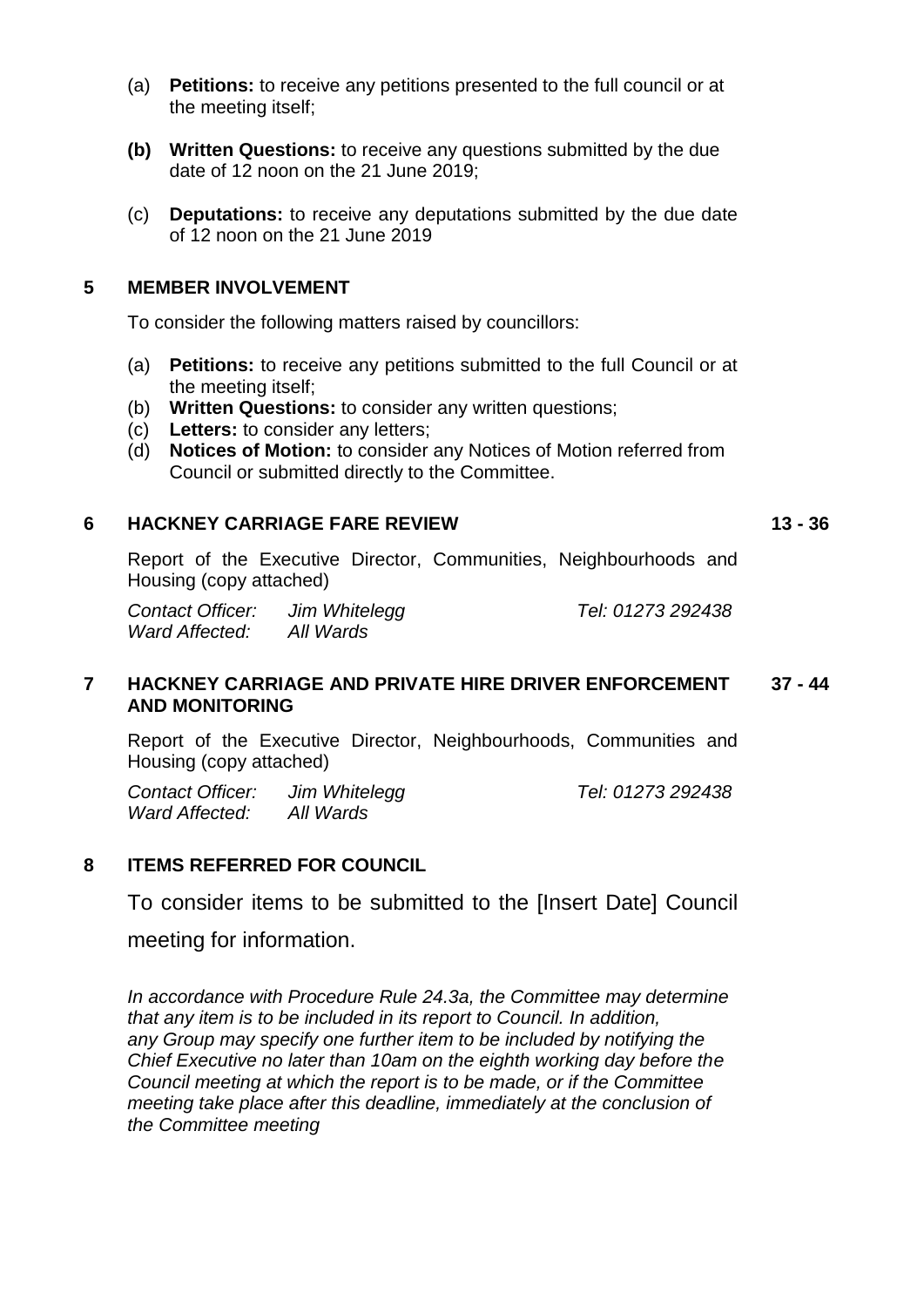(a) **Petitions:** to receive any petitions presented to the full council or at the meeting itself;

**(b) Written Questions:** to receive any questions submitted by the due date of 12 noon on the 21 June 2019;

(c) **Deputations:** to receive any deputations submitted by the due date of 12 noon on the 21 June 2019

## 5 MEMBER INVOLVEMENT

To consider the following matters raised by councillors:

(a) **Petitions:** to receive any petitions submitted to the full Council or at the meeting itself;
(b) **Written Questions:** to consider any written questions;
(c) **Letters:** to consider any letters;
(d) **Notices of Motion:** to consider any Notices of Motion referred from Council or submitted directly to the Committee.

## 6 HACKNEY CARRIAGE FARE REVIEW — 13 - 36

Report of the Executive Director, Communities, Neighbourhoods and Housing (copy attached)

*Contact Officer:* *Jim Whitelegg* *Tel: 01273 292438*
*Ward Affected:* *All Wards*

## 7 HACKNEY CARRIAGE AND PRIVATE HIRE DRIVER ENFORCEMENT AND MONITORING — 37 - 44

Report of the Executive Director, Neighbourhoods, Communities and Housing (copy attached)

*Contact Officer:* *Jim Whitelegg* *Tel: 01273 292438*
*Ward Affected:* *All Wards*

## 8 ITEMS REFERRED FOR COUNCIL

To consider items to be submitted to the [Insert Date] Council meeting for information.

*In accordance with Procedure Rule 24.3a, the Committee may determine that any item is to be included in its report to Council. In addition, any Group may specify one further item to be included by notifying the Chief Executive no later than 10am on the eighth working day before the Council meeting at which the report is to be made, or if the Committee meeting take place after this deadline, immediately at the conclusion of the Committee meeting*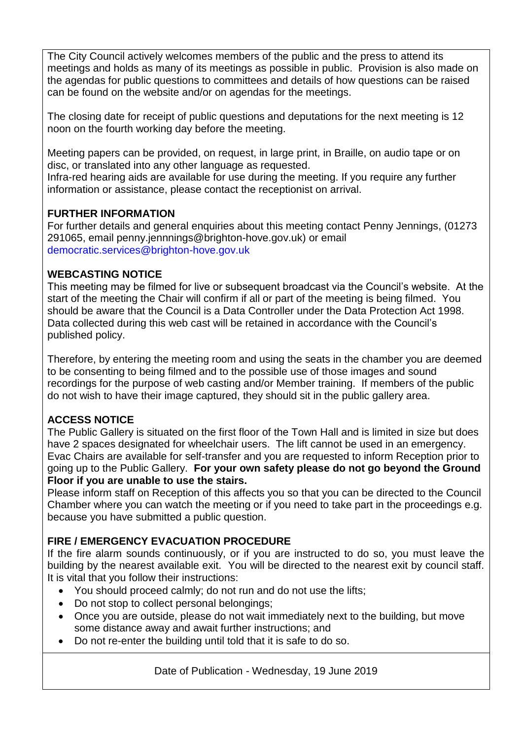The City Council actively welcomes members of the public and the press to attend its meetings and holds as many of its meetings as possible in public. Provision is also made on the agendas for public questions to committees and details of how questions can be raised can be found on the website and/or on agendas for the meetings.

The closing date for receipt of public questions and deputations for the next meeting is 12 noon on the fourth working day before the meeting.

Meeting papers can be provided, on request, in large print, in Braille, on audio tape or on disc, or translated into any other language as requested.
Infra-red hearing aids are available for use during the meeting. If you require any further information or assistance, please contact the receptionist on arrival.

**FURTHER INFORMATION**

For further details and general enquiries about this meeting contact Penny Jennings, (01273 291065, email penny.jennnings@brighton-hove.gov.uk) or email democratic.services@brighton-hove.gov.uk

**WEBCASTING NOTICE**

This meeting may be filmed for live or subsequent broadcast via the Council's website. At the start of the meeting the Chair will confirm if all or part of the meeting is being filmed. You should be aware that the Council is a Data Controller under the Data Protection Act 1998. Data collected during this web cast will be retained in accordance with the Council's published policy.

Therefore, by entering the meeting room and using the seats in the chamber you are deemed to be consenting to being filmed and to the possible use of those images and sound recordings for the purpose of web casting and/or Member training. If members of the public do not wish to have their image captured, they should sit in the public gallery area.

**ACCESS NOTICE**

The Public Gallery is situated on the first floor of the Town Hall and is limited in size but does have 2 spaces designated for wheelchair users. The lift cannot be used in an emergency. Evac Chairs are available for self-transfer and you are requested to inform Reception prior to going up to the Public Gallery. **For your own safety please do not go beyond the Ground Floor if you are unable to use the stairs.**
Please inform staff on Reception of this affects you so that you can be directed to the Council Chamber where you can watch the meeting or if you need to take part in the proceedings e.g. because you have submitted a public question.

**FIRE / EMERGENCY EVACUATION PROCEDURE**

If the fire alarm sounds continuously, or if you are instructed to do so, you must leave the building by the nearest available exit. You will be directed to the nearest exit by council staff. It is vital that you follow their instructions:

- You should proceed calmly; do not run and do not use the lifts;
- Do not stop to collect personal belongings;
- Once you are outside, please do not wait immediately next to the building, but move some distance away and await further instructions; and
- Do not re-enter the building until told that it is safe to do so.

Date of Publication - Wednesday, 19 June 2019